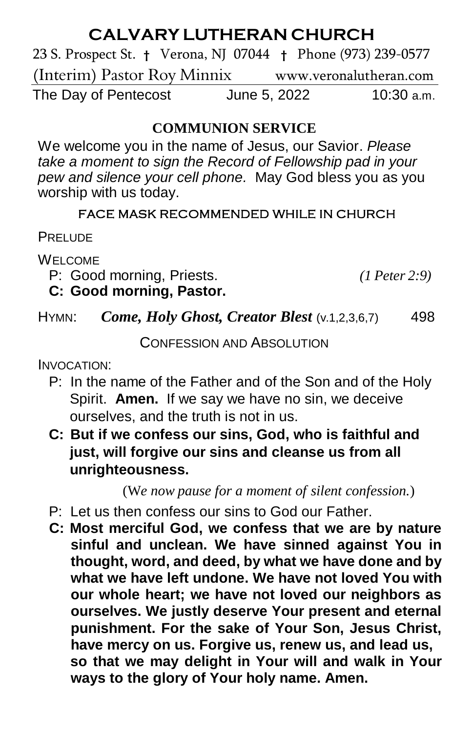# CALVARY LUTHERAN CHURCH

23 S. Prospect St. † Verona, NJ 07044 † Phone (973) 239-0577

(Interim) Pastor Roy Minnix www.veronalutheran.com

The Day of Pentecost June 5, 2022 10:30 a.m.

**COMMUNION SERVICE**

We welcome you in the name of Jesus, our Savior. *Please take a moment to sign the Record of Fellowship pad in your pew and silence your cell phone.* May God bless you as you worship with us today.

FACE MASK RECOMMENDED WHILE IN CHURCH

PRELUDE

WELCOME

P: Good morning, Priests. *(1 Peter 2:9)*

**C: Good morning, Pastor.**

HYMN: ***Come, Holy Ghost, Creator Blest*** (v.1,2,3,6,7) 498

CONFESSION AND ABSOLUTION

INVOCATION:

P: In the name of the Father and of the Son and of the Holy Spirit. **Amen.** If we say we have no sin, we deceive ourselves, and the truth is not in us.

**C: But if we confess our sins, God, who is faithful and just, will forgive our sins and cleanse us from all unrighteousness.**

(W*e now pause for a moment of silent confession.*)

P: Let us then confess our sins to God our Father.

**C: Most merciful God, we confess that we are by nature sinful and unclean. We have sinned against You in thought, word, and deed, by what we have done and by what we have left undone. We have not loved You with our whole heart; we have not loved our neighbors as ourselves. We justly deserve Your present and eternal punishment. For the sake of Your Son, Jesus Christ, have mercy on us. Forgive us, renew us, and lead us, so that we may delight in Your will and walk in Your ways to the glory of Your holy name. Amen.**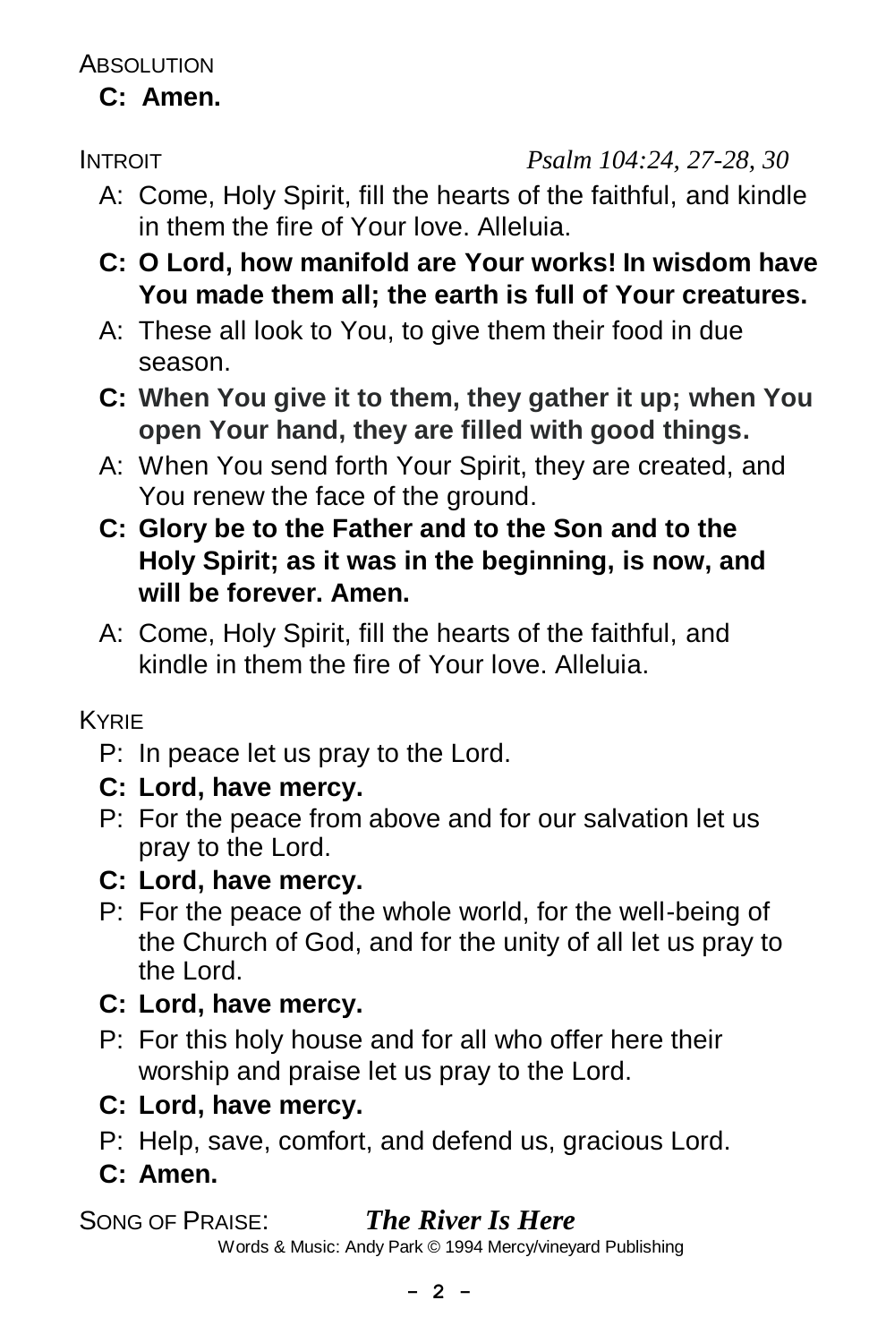Absolution

**C: Amen.**

Introit *Psalm 104:24, 27-28, 30*

A: Come, Holy Spirit, fill the hearts of the faithful, and kindle in them the fire of Your love. Alleluia.

**C: O Lord, how manifold are Your works! In wisdom have You made them all; the earth is full of Your creatures.**

A: These all look to You, to give them their food in due season.

**C: When You give it to them, they gather it up; when You open Your hand, they are filled with good things.**

A: When You send forth Your Spirit, they are created, and You renew the face of the ground.

**C: Glory be to the Father and to the Son and to the Holy Spirit; as it was in the beginning, is now, and will be forever. Amen.**

A: Come, Holy Spirit, fill the hearts of the faithful, and kindle in them the fire of Your love. Alleluia.

Kyrie

P: In peace let us pray to the Lord.

**C: Lord, have mercy.**

P: For the peace from above and for our salvation let us pray to the Lord.

**C: Lord, have mercy.**

P: For the peace of the whole world, for the well-being of the Church of God, and for the unity of all let us pray to the Lord.

**C: Lord, have mercy.**

P: For this holy house and for all who offer here their worship and praise let us pray to the Lord.

**C: Lord, have mercy.**

P: Help, save, comfort, and defend us, gracious Lord.

**C: Amen.**

Song of Praise: ***The River Is Here***

Words & Music: Andy Park © 1994 Mercy/vineyard Publishing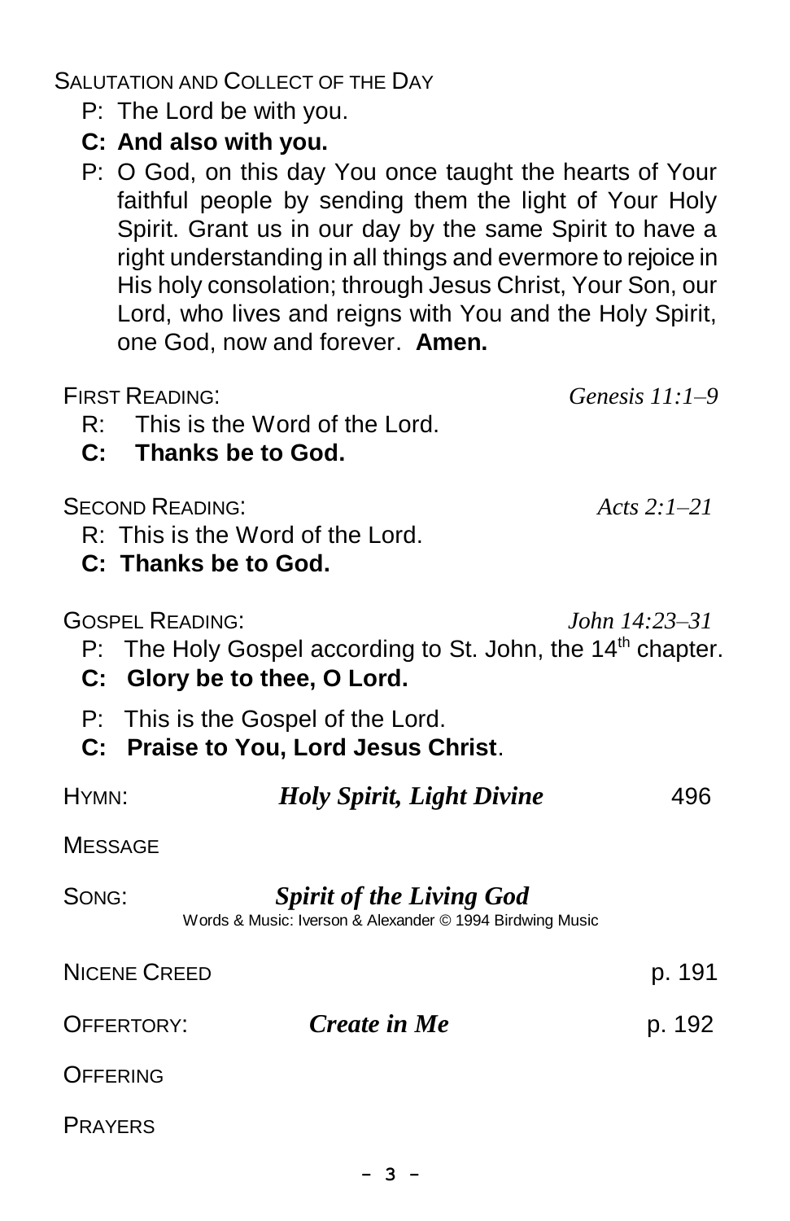SALUTATION AND COLLECT OF THE DAY

P: The Lord be with you.

**C: And also with you.**

P: O God, on this day You once taught the hearts of Your faithful people by sending them the light of Your Holy Spirit. Grant us in our day by the same Spirit to have a right understanding in all things and evermore to rejoice in His holy consolation; through Jesus Christ, Your Son, our Lord, who lives and reigns with You and the Holy Spirit, one God, now and forever. **Amen.**

FIRST READING: *Genesis 11:1–9*

R: This is the Word of the Lord.

**C: Thanks be to God.**

SECOND READING: *Acts 2:1–21*

R: This is the Word of the Lord.

**C: Thanks be to God.**

GOSPEL READING: *John 14:23–31*

P: The Holy Gospel according to St. John, the 14th chapter.

**C: Glory be to thee, O Lord.**

P: This is the Gospel of the Lord.

**C: Praise to You, Lord Jesus Christ**.

HYMN: ***Holy Spirit, Light Divine*** 496

MESSAGE

SONG: ***Spirit of the Living God***

Words & Music: Iverson & Alexander © 1994 Birdwing Music

NICENE CREED p. 191

OFFERTORY: ***Create in Me*** p. 192

OFFERING

PRAYERS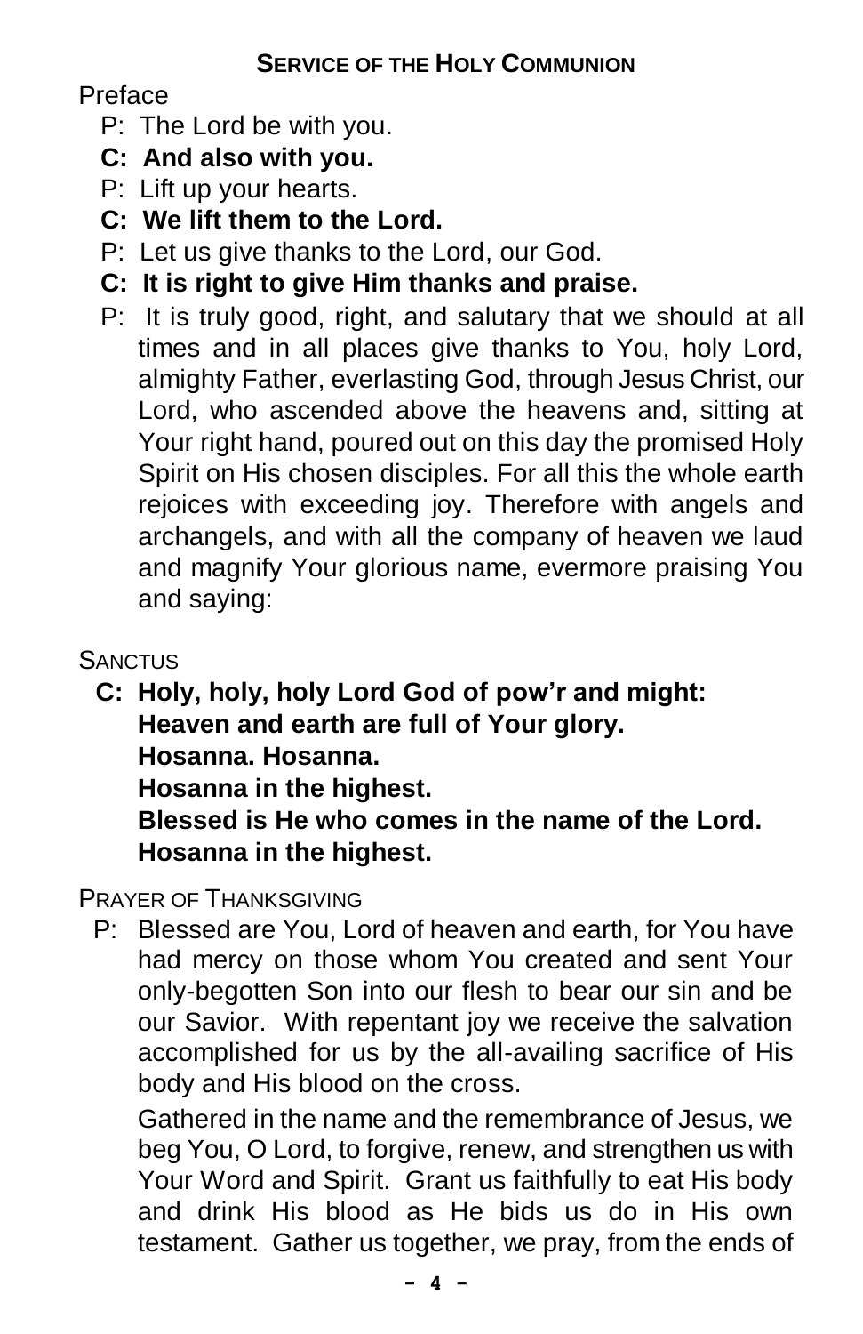## SERVICE OF THE HOLY COMMUNION

Preface

P: The Lord be with you.

**C: And also with you.**

P: Lift up your hearts.

**C: We lift them to the Lord.**

P: Let us give thanks to the Lord, our God.

**C: It is right to give Him thanks and praise.**

P: It is truly good, right, and salutary that we should at all times and in all places give thanks to You, holy Lord, almighty Father, everlasting God, through Jesus Christ, our Lord, who ascended above the heavens and, sitting at Your right hand, poured out on this day the promised Holy Spirit on His chosen disciples. For all this the whole earth rejoices with exceeding joy. Therefore with angels and archangels, and with all the company of heaven we laud and magnify Your glorious name, evermore praising You and saying:

SANCTUS

**C: Holy, holy, holy Lord God of pow'r and might:**
**Heaven and earth are full of Your glory.**
**Hosanna. Hosanna.**
**Hosanna in the highest.**
**Blessed is He who comes in the name of the Lord.**
**Hosanna in the highest.**

PRAYER OF THANKSGIVING

P: Blessed are You, Lord of heaven and earth, for You have had mercy on those whom You created and sent Your only-begotten Son into our flesh to bear our sin and be our Savior. With repentant joy we receive the salvation accomplished for us by the all-availing sacrifice of His body and His blood on the cross.

Gathered in the name and the remembrance of Jesus, we beg You, O Lord, to forgive, renew, and strengthen us with Your Word and Spirit. Grant us faithfully to eat His body and drink His blood as He bids us do in His own testament. Gather us together, we pray, from the ends of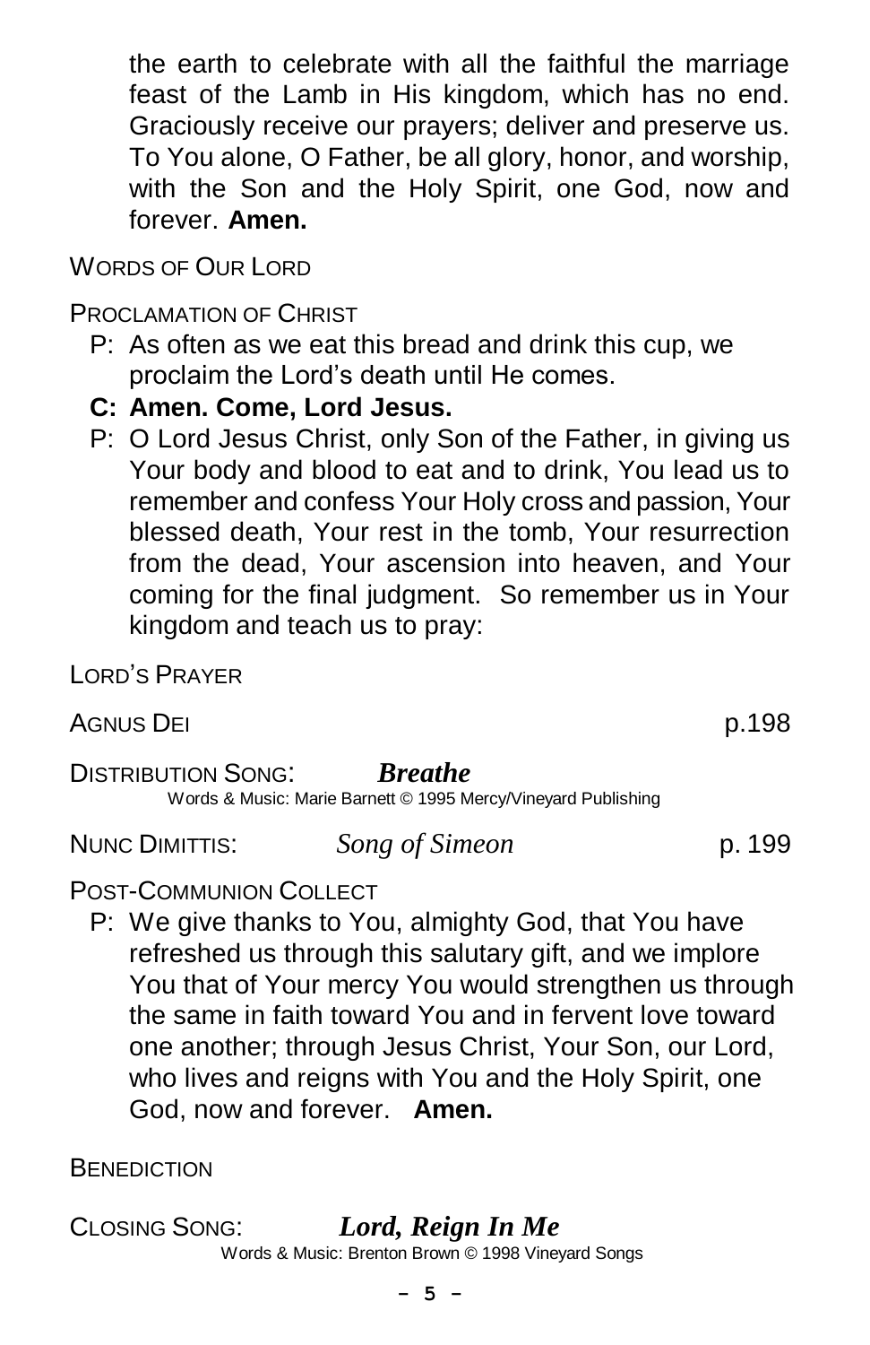the earth to celebrate with all the faithful the marriage feast of the Lamb in His kingdom, which has no end. Graciously receive our prayers; deliver and preserve us. To You alone, O Father, be all glory, honor, and worship, with the Son and the Holy Spirit, one God, now and forever. **Amen.**

WORDS OF OUR LORD

PROCLAMATION OF CHRIST

P: As often as we eat this bread and drink this cup, we proclaim the Lord's death until He comes.

**C: Amen. Come, Lord Jesus.**

P: O Lord Jesus Christ, only Son of the Father, in giving us Your body and blood to eat and to drink, You lead us to remember and confess Your Holy cross and passion, Your blessed death, Your rest in the tomb, Your resurrection from the dead, Your ascension into heaven, and Your coming for the final judgment. So remember us in Your kingdom and teach us to pray:

LORD'S PRAYER

AGNUS DEI p.198

DISTRIBUTION SONG: ***Breathe***
Words & Music: Marie Barnett © 1995 Mercy/Vineyard Publishing

NUNC DIMITTIS: *Song of Simeon* p. 199

POST-COMMUNION COLLECT

P: We give thanks to You, almighty God, that You have refreshed us through this salutary gift, and we implore You that of Your mercy You would strengthen us through the same in faith toward You and in fervent love toward one another; through Jesus Christ, Your Son, our Lord, who lives and reigns with You and the Holy Spirit, one God, now and forever. **Amen.**

BENEDICTION

CLOSING SONG: ***Lord, Reign In Me***
Words & Music: Brenton Brown © 1998 Vineyard Songs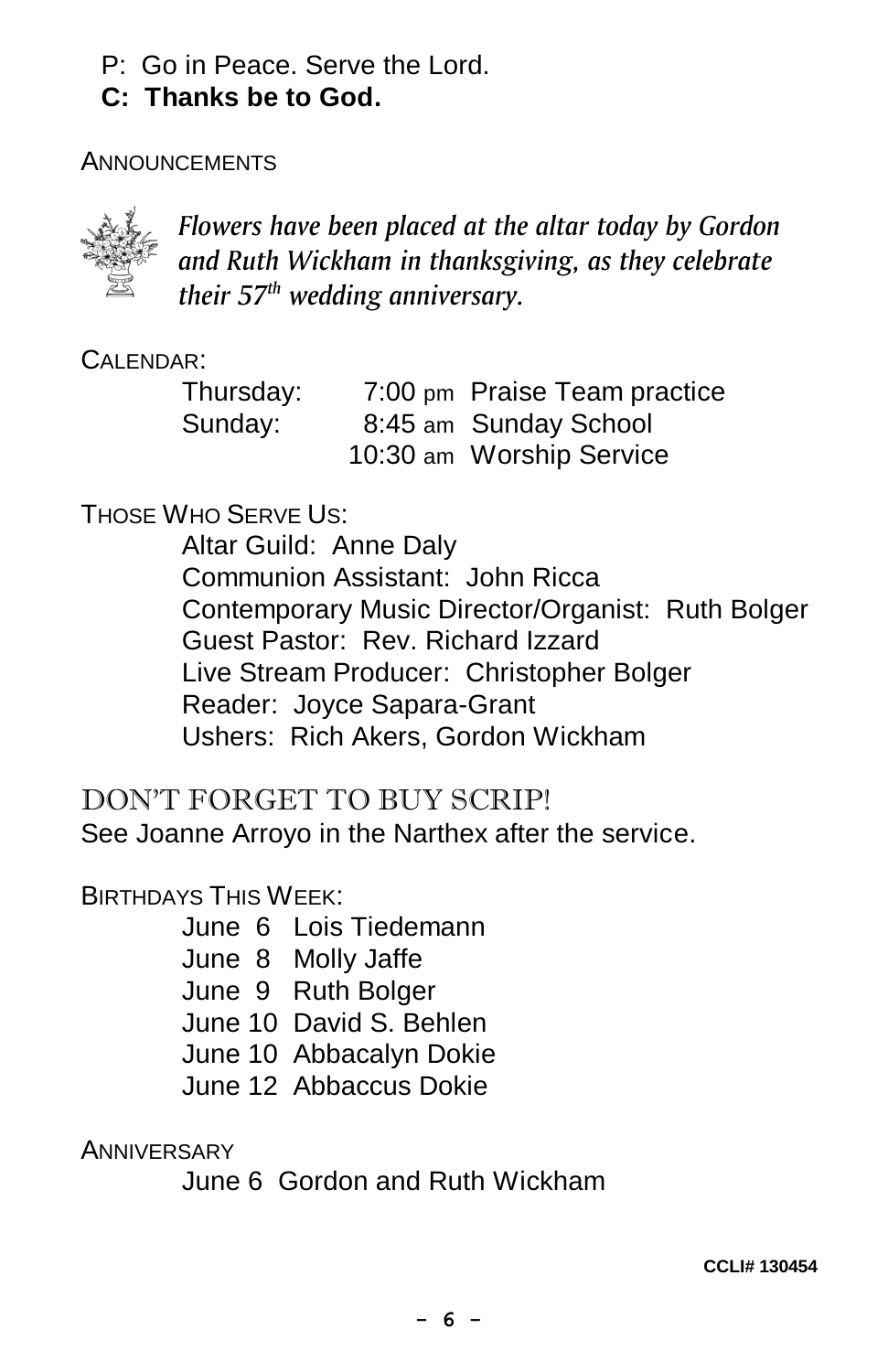P: Go in Peace. Serve the Lord.

**C: Thanks be to God.**

ANNOUNCEMENTS

*Flowers have been placed at the altar today by Gordon and Ruth Wickham in thanksgiving, as they celebrate their 57th wedding anniversary.*

CALENDAR:

| | | |
|---|---|---|
| Thursday: | 7:00 pm | Praise Team practice |
| Sunday: | 8:45 am | Sunday School |
| | 10:30 am | Worship Service |

THOSE WHO SERVE US:

Altar Guild: Anne Daly
Communion Assistant: John Ricca
Contemporary Music Director/Organist: Ruth Bolger
Guest Pastor: Rev. Richard Izzard
Live Stream Producer: Christopher Bolger
Reader: Joyce Sapara-Grant
Ushers: Rich Akers, Gordon Wickham

DON'T FORGET TO BUY SCRIP!

See Joanne Arroyo in the Narthex after the service.

BIRTHDAYS THIS WEEK:

June 6 Lois Tiedemann
June 8 Molly Jaffe
June 9 Ruth Bolger
June 10 David S. Behlen
June 10 Abbacalyn Dokie
June 12 Abbaccus Dokie

ANNIVERSARY

June 6 Gordon and Ruth Wickham

CCLI# 130454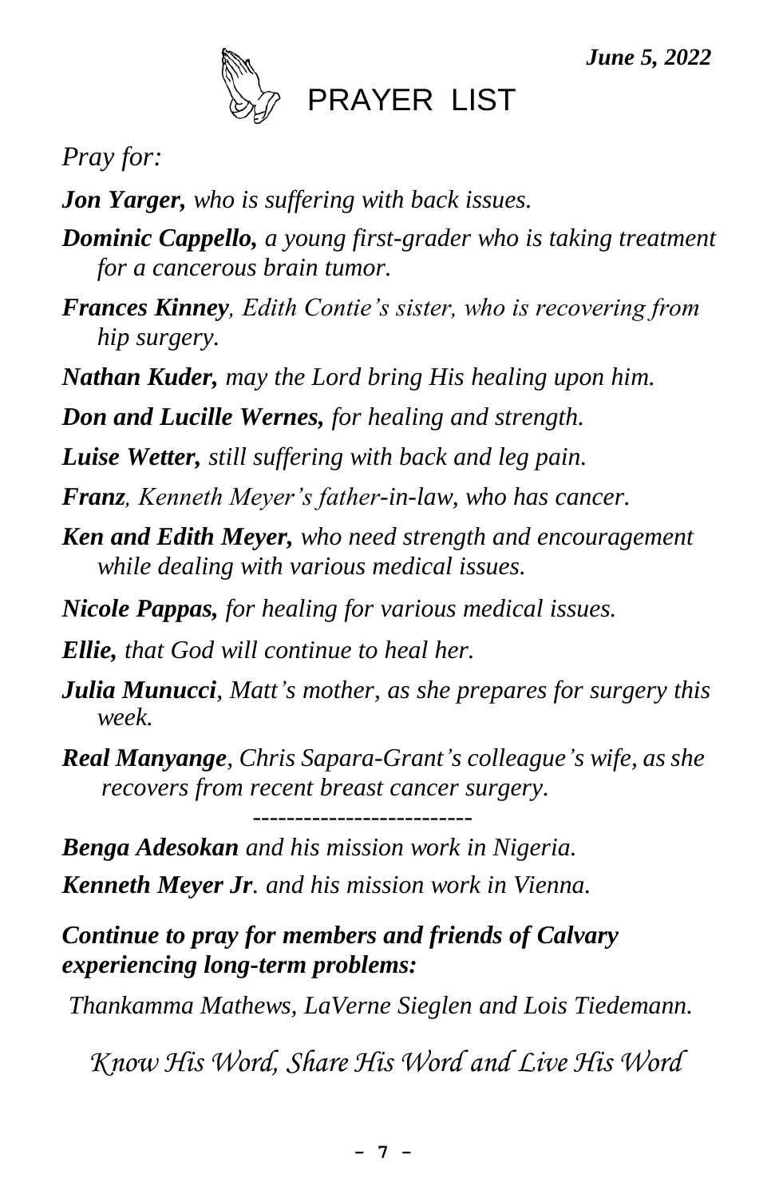***June 5, 2022***

# PRAYER LIST

*Pray for:*

***Jon Yarger,*** *who is suffering with back issues.*

***Dominic Cappello,*** *a young first-grader who is taking treatment for a cancerous brain tumor.*

***Frances Kinney****, Edith Contie's sister, who is recovering from hip surgery.*

***Nathan Kuder,*** *may the Lord bring His healing upon him.*

***Don and Lucille Wernes,*** *for healing and strength.*

***Luise Wetter,*** *still suffering with back and leg pain.*

***Franz****, Kenneth Meyer's father-in-law, who has cancer.*

***Ken and Edith Meyer,*** *who need strength and encouragement while dealing with various medical issues.*

***Nicole Pappas,*** *for healing for various medical issues.*

***Ellie,*** *that God will continue to heal her.*

***Julia Munucci****, Matt's mother, as she prepares for surgery this week.*

***Real Manyange****, Chris Sapara-Grant's colleague's wife, as she recovers from recent breast cancer surgery.*

-------------------------

***Benga Adesokan*** *and his mission work in Nigeria.*

***Kenneth Meyer Jr****. and his mission work in Vienna.*

***Continue to pray for members and friends of Calvary experiencing long-term problems:***

*Thankamma Mathews, LaVerne Sieglen and Lois Tiedemann.*

*Know His Word, Share His Word and Live His Word*